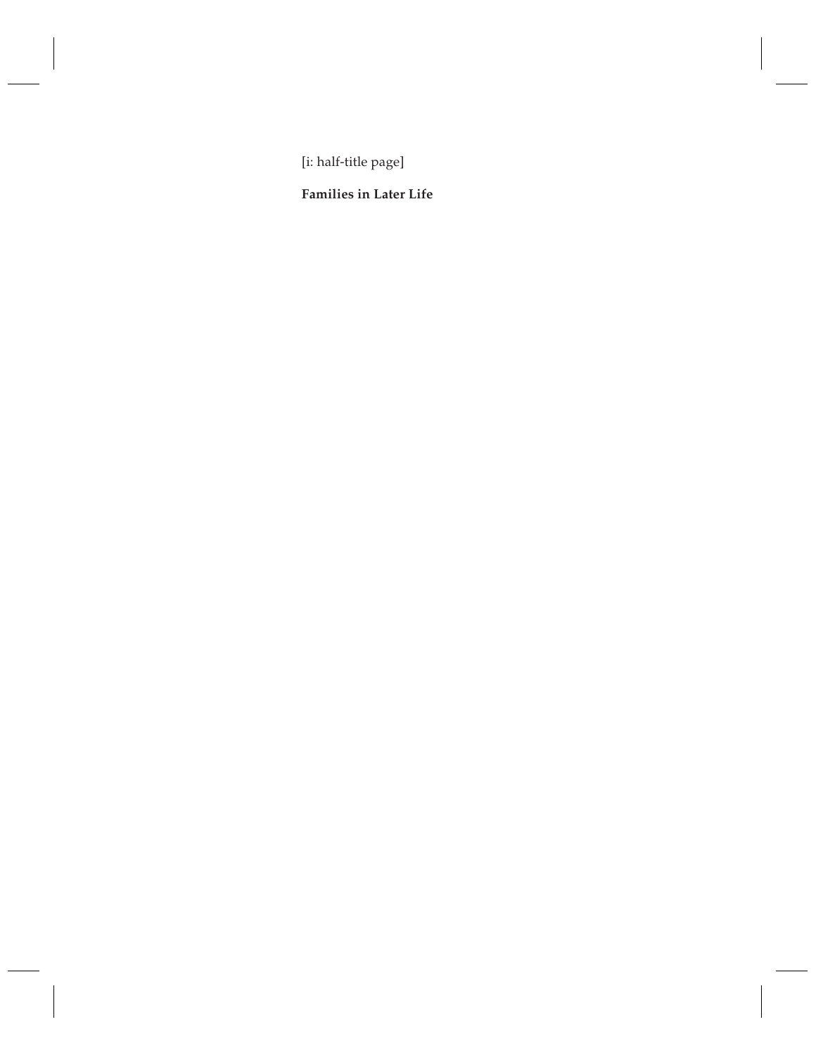[i: half-title page]

**Families in Later Life**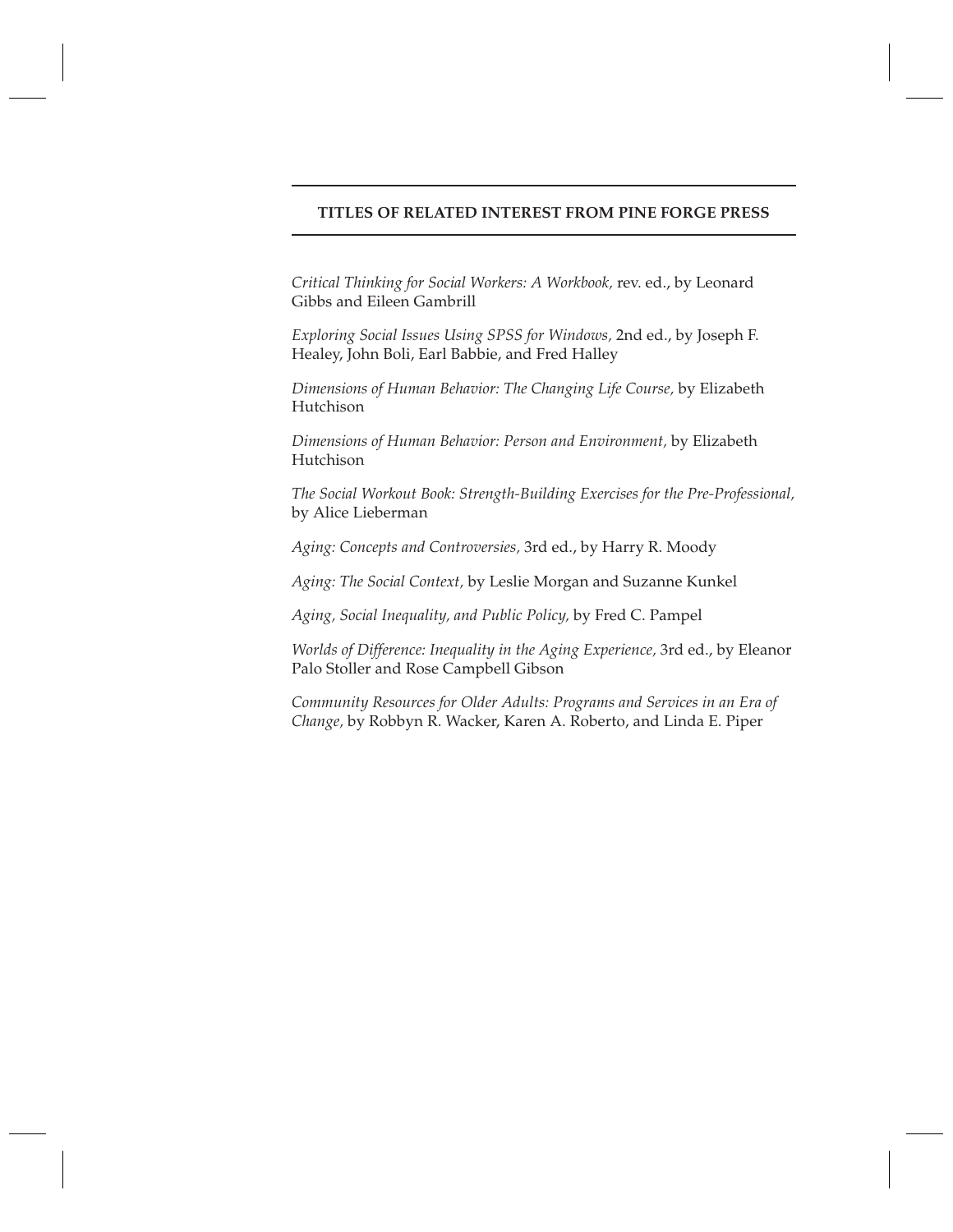**TITLES OF RELATED INTEREST FROM PINE FORGE PRESS**

*Critical Thinking for Social Workers: A Workbook,* rev. ed., by Leonard Gibbs and Eileen Gambrill

*Exploring Social Issues Using SPSS for Windows,* 2nd ed., by Joseph F. Healey, John Boli, Earl Babbie, and Fred Halley

*Dimensions of Human Behavior: The Changing Life Course,* by Elizabeth Hutchison

*Dimensions of Human Behavior: Person and Environment,* by Elizabeth Hutchison

*The Social Workout Book: Strength-Building Exercises for the Pre-Professional,* by Alice Lieberman

*Aging: Concepts and Controversies,* 3rd ed., by Harry R. Moody

*Aging: The Social Context,* by Leslie Morgan and Suzanne Kunkel

*Aging, Social Inequality, and Public Policy,* by Fred C. Pampel

*Worlds of Difference: Inequality in the Aging Experience,* 3rd ed., by Eleanor Palo Stoller and Rose Campbell Gibson

*Community Resources for Older Adults: Programs and Services in an Era of Change,* by Robbyn R. Wacker, Karen A. Roberto, and Linda E. Piper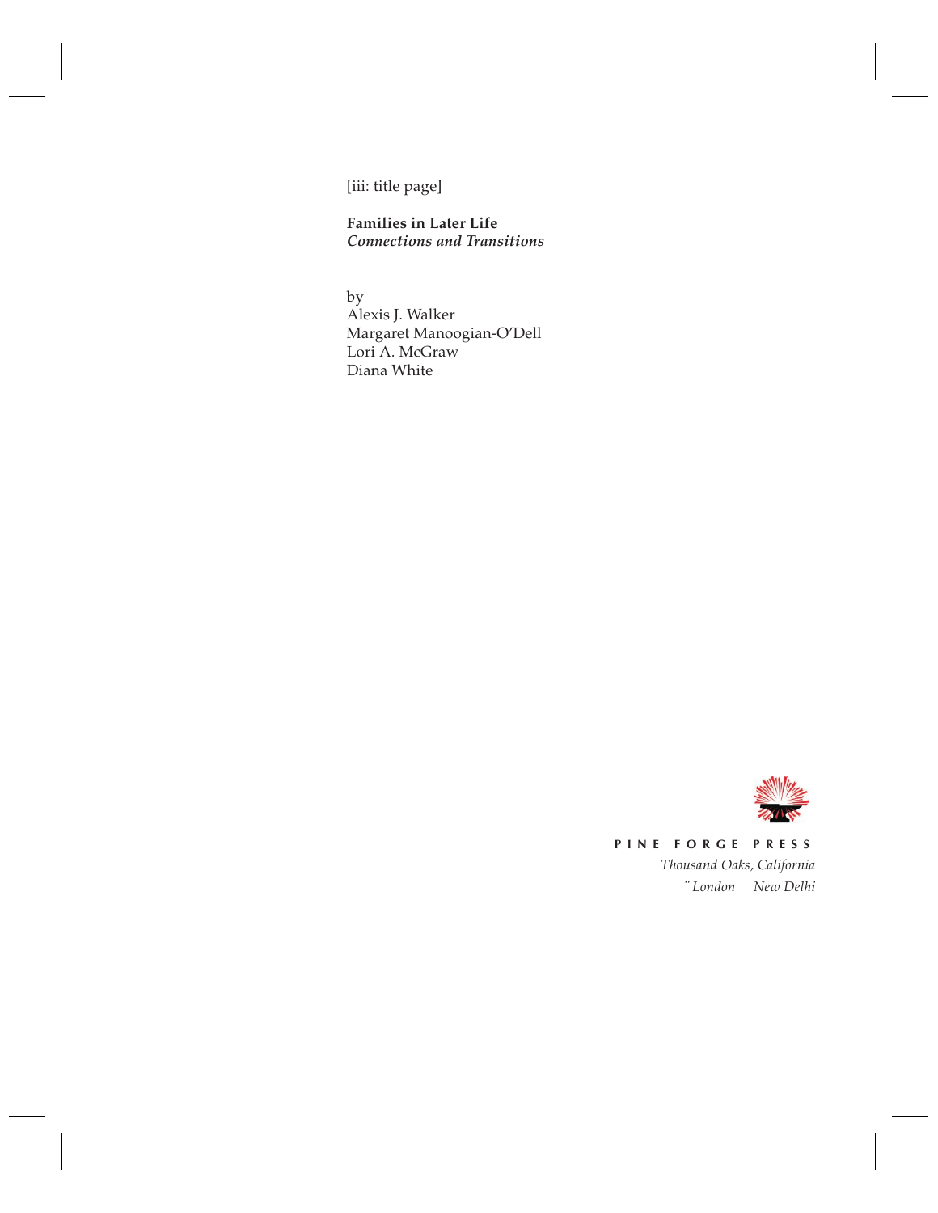[iii: title page]

**Families in Later Life**
***Connections and Transitions***

by
Alexis J. Walker
Margaret Manoogian-O'Dell
Lori A. McGraw
Diana White

PINE FORGE PRESS
*Thousand Oaks, California*
*London New Delhi*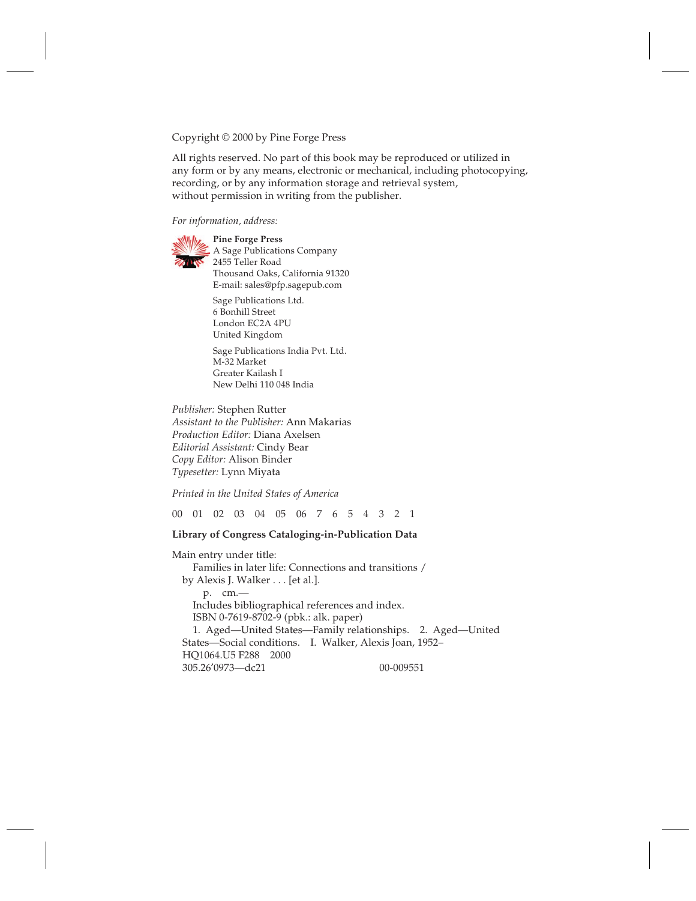Copyright © 2000 by Pine Forge Press

All rights reserved. No part of this book may be reproduced or utilized in any form or by any means, electronic or mechanical, including photocopying, recording, or by any information storage and retrieval system, without permission in writing from the publisher.

*For information, address:*

**Pine Forge Press**
A Sage Publications Company
2455 Teller Road
Thousand Oaks, California 91320
E-mail: sales@pfp.sagepub.com

Sage Publications Ltd.
6 Bonhill Street
London EC2A 4PU
United Kingdom

Sage Publications India Pvt. Ltd.
M-32 Market
Greater Kailash I
New Delhi 110 048 India

*Publisher:* Stephen Rutter
*Assistant to the Publisher:* Ann Makarias
*Production Editor:* Diana Axelsen
*Editorial Assistant:* Cindy Bear
*Copy Editor:* Alison Binder
*Typesetter:* Lynn Miyata

*Printed in the United States of America*

00 01 02 03 04 05 06 7 6 5 4 3 2 1

**Library of Congress Cataloging-in-Publication Data**

Main entry under title:
Families in later life: Connections and transitions / by Alexis J. Walker . . . [et al.].
p. cm.—
Includes bibliographical references and index.
ISBN 0-7619-8702-9 (pbk.: alk. paper)
1. Aged—United States—Family relationships. 2. Aged—United States—Social conditions. I. Walker, Alexis Joan, 1952–
HQ1064.U5 F288 2000
305.26′0973—dc21 00-009551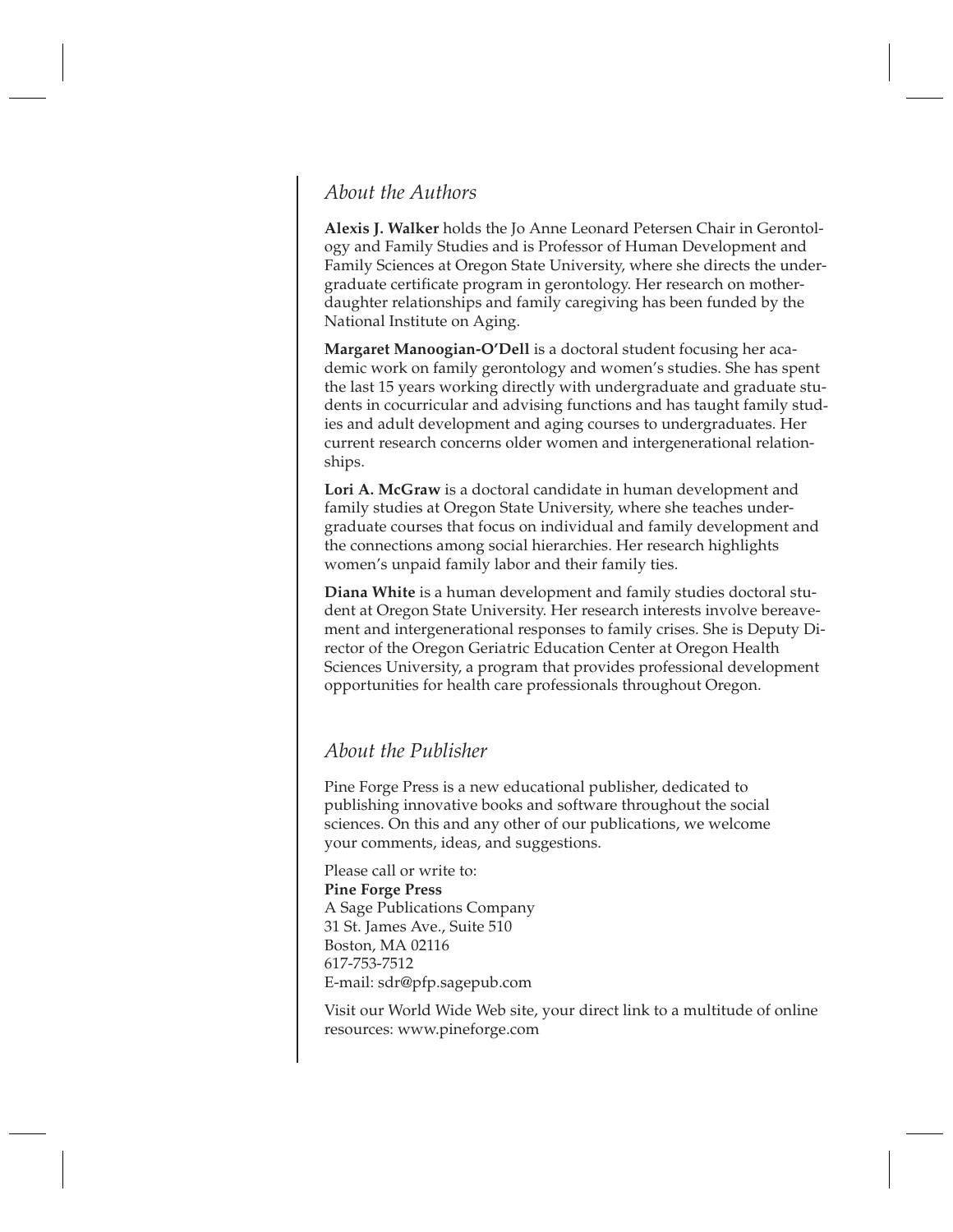## *About the Authors*

**Alexis J. Walker** holds the Jo Anne Leonard Petersen Chair in Gerontology and Family Studies and is Professor of Human Development and Family Sciences at Oregon State University, where she directs the undergraduate certificate program in gerontology. Her research on mother-daughter relationships and family caregiving has been funded by the National Institute on Aging.

**Margaret Manoogian-O'Dell** is a doctoral student focusing her academic work on family gerontology and women's studies. She has spent the last 15 years working directly with undergraduate and graduate students in cocurricular and advising functions and has taught family studies and adult development and aging courses to undergraduates. Her current research concerns older women and intergenerational relationships.

**Lori A. McGraw** is a doctoral candidate in human development and family studies at Oregon State University, where she teaches undergraduate courses that focus on individual and family development and the connections among social hierarchies. Her research highlights women's unpaid family labor and their family ties.

**Diana White** is a human development and family studies doctoral student at Oregon State University. Her research interests involve bereavement and intergenerational responses to family crises. She is Deputy Director of the Oregon Geriatric Education Center at Oregon Health Sciences University, a program that provides professional development opportunities for health care professionals throughout Oregon.

## *About the Publisher*

Pine Forge Press is a new educational publisher, dedicated to publishing innovative books and software throughout the social sciences. On this and any other of our publications, we welcome your comments, ideas, and suggestions.

Please call or write to:
**Pine Forge Press**
A Sage Publications Company
31 St. James Ave., Suite 510
Boston, MA 02116
617-753-7512
E-mail: sdr@pfp.sagepub.com

Visit our World Wide Web site, your direct link to a multitude of online resources: www.pineforge.com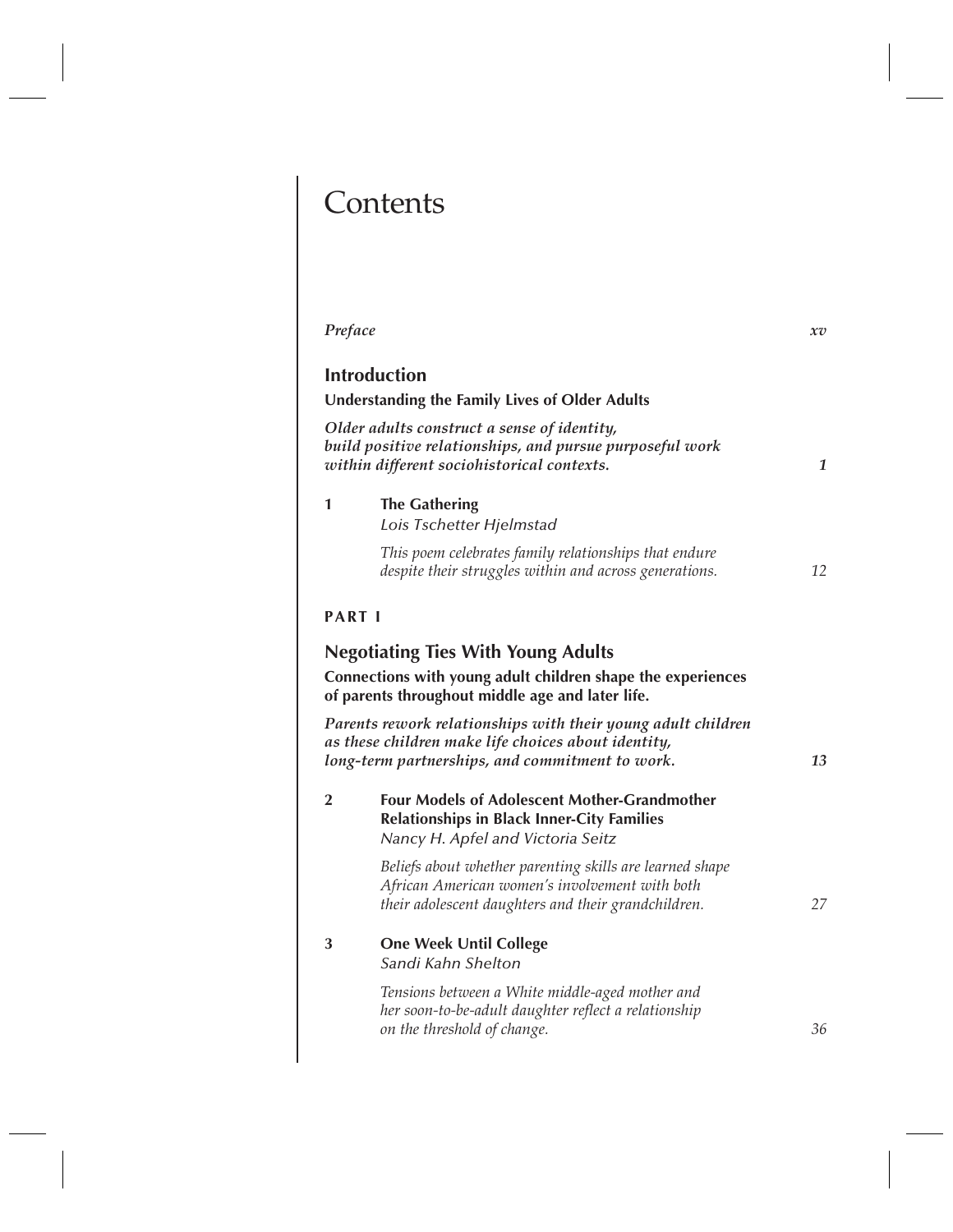# Contents

*Preface* *xv*

## Introduction

**Understanding the Family Lives of Older Adults**

***Older adults construct a sense of identity, build positive relationships, and pursue purposeful work within different sociohistorical contexts.*** ***1***

**1 The Gathering**
*Lois Tschetter Hjelmstad*

*This poem celebrates family relationships that endure despite their struggles within and across generations.* 12

**PART I**

## Negotiating Ties With Young Adults

**Connections with young adult children shape the experiences of parents throughout middle age and later life.**

***Parents rework relationships with their young adult children as these children make life choices about identity, long-term partnerships, and commitment to work.*** ***13***

**2 Four Models of Adolescent Mother-Grandmother Relationships in Black Inner-City Families**
*Nancy H. Apfel and Victoria Seitz*

*Beliefs about whether parenting skills are learned shape African American women's involvement with both their adolescent daughters and their grandchildren.* 27

**3 One Week Until College**
*Sandi Kahn Shelton*

*Tensions between a White middle-aged mother and her soon-to-be-adult daughter reflect a relationship on the threshold of change.* 36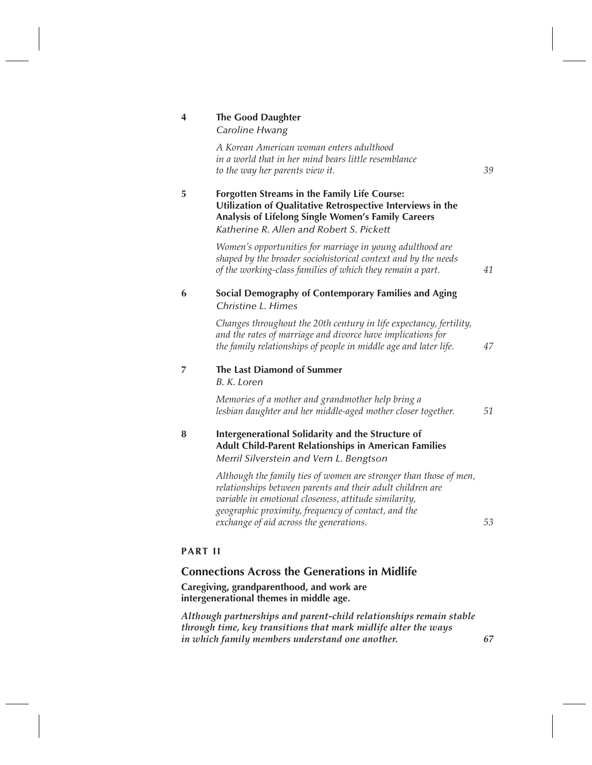**4** **The Good Daughter**
*Caroline Hwang*

*A Korean American woman enters adulthood in a world that in her mind bears little resemblance to the way her parents view it.* 39

**5** **Forgotten Streams in the Family Life Course: Utilization of Qualitative Retrospective Interviews in the Analysis of Lifelong Single Women's Family Careers**
*Katherine R. Allen and Robert S. Pickett*

*Women's opportunities for marriage in young adulthood are shaped by the broader sociohistorical context and by the needs of the working-class families of which they remain a part.* 41

**6** **Social Demography of Contemporary Families and Aging**
*Christine L. Himes*

*Changes throughout the 20th century in life expectancy, fertility, and the rates of marriage and divorce have implications for the family relationships of people in middle age and later life.* 47

**7** **The Last Diamond of Summer**
*B. K. Loren*

*Memories of a mother and grandmother help bring a lesbian daughter and her middle-aged mother closer together.* 51

**8** **Intergenerational Solidarity and the Structure of Adult Child-Parent Relationships in American Families**
*Merril Silverstein and Vern L. Bengtson*

*Although the family ties of women are stronger than those of men, relationships between parents and their adult children are variable in emotional closeness, attitude similarity, geographic proximity, frequency of contact, and the exchange of aid across the generations.* 53

## PART II

## Connections Across the Generations in Midlife

**Caregiving, grandparenthood, and work are intergenerational themes in middle age.**

***Although partnerships and parent-child relationships remain stable through time, key transitions that mark midlife alter the ways in which family members understand one another.*** **67**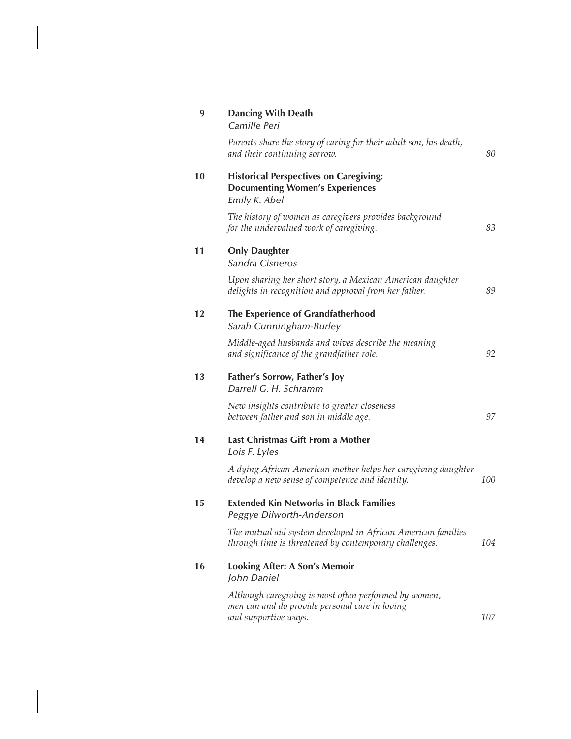**9** **Dancing With Death**
*Camille Peri*

*Parents share the story of caring for their adult son, his death, and their continuing sorrow.* 80

**10** **Historical Perspectives on Caregiving: Documenting Women's Experiences**
*Emily K. Abel*

*The history of women as caregivers provides background for the undervalued work of caregiving.* 83

**11** **Only Daughter**
*Sandra Cisneros*

*Upon sharing her short story, a Mexican American daughter delights in recognition and approval from her father.* 89

**12** **The Experience of Grandfatherhood**
*Sarah Cunningham-Burley*

*Middle-aged husbands and wives describe the meaning and significance of the grandfather role.* 92

**13** **Father's Sorrow, Father's Joy**
*Darrell G. H. Schramm*

*New insights contribute to greater closeness between father and son in middle age.* 97

**14** **Last Christmas Gift From a Mother**
*Lois F. Lyles*

*A dying African American mother helps her caregiving daughter develop a new sense of competence and identity.* 100

**15** **Extended Kin Networks in Black Families**
*Peggye Dilworth-Anderson*

*The mutual aid system developed in African American families through time is threatened by contemporary challenges.* 104

**16** **Looking After: A Son's Memoir**
*John Daniel*

*Although caregiving is most often performed by women, men can and do provide personal care in loving and supportive ways.* 107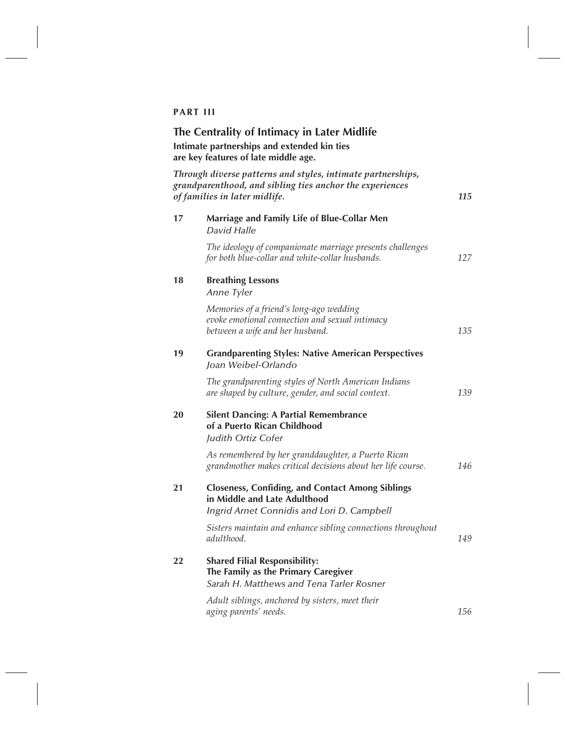**PART III**

## The Centrality of Intimacy in Later Midlife

**Intimate partnerships and extended kin ties are key features of late middle age.**

***Through diverse patterns and styles, intimate partnerships, grandparenthood, and sibling ties anchor the experiences of families in later midlife.*** ***115***

**17 Marriage and Family Life of Blue-Collar Men**
*David Halle*

*The ideology of companionate marriage presents challenges for both blue-collar and white-collar husbands.* *127*

**18 Breathing Lessons**
*Anne Tyler*

*Memories of a friend's long-ago wedding evoke emotional connection and sexual intimacy between a wife and her husband.* *135*

**19 Grandparenting Styles: Native American Perspectives**
*Joan Weibel-Orlando*

*The grandparenting styles of North American Indians are shaped by culture, gender, and social context.* *139*

**20 Silent Dancing: A Partial Remembrance of a Puerto Rican Childhood**
*Judith Ortiz Cofer*

*As remembered by her granddaughter, a Puerto Rican grandmother makes critical decisions about her life course.* *146*

**21 Closeness, Confiding, and Contact Among Siblings in Middle and Late Adulthood**
*Ingrid Arnet Connidis and Lori D. Campbell*

*Sisters maintain and enhance sibling connections throughout adulthood.* *149*

**22 Shared Filial Responsibility: The Family as the Primary Caregiver**
*Sarah H. Matthews and Tena Tarler Rosner*

*Adult siblings, anchored by sisters, meet their aging parents' needs.* *156*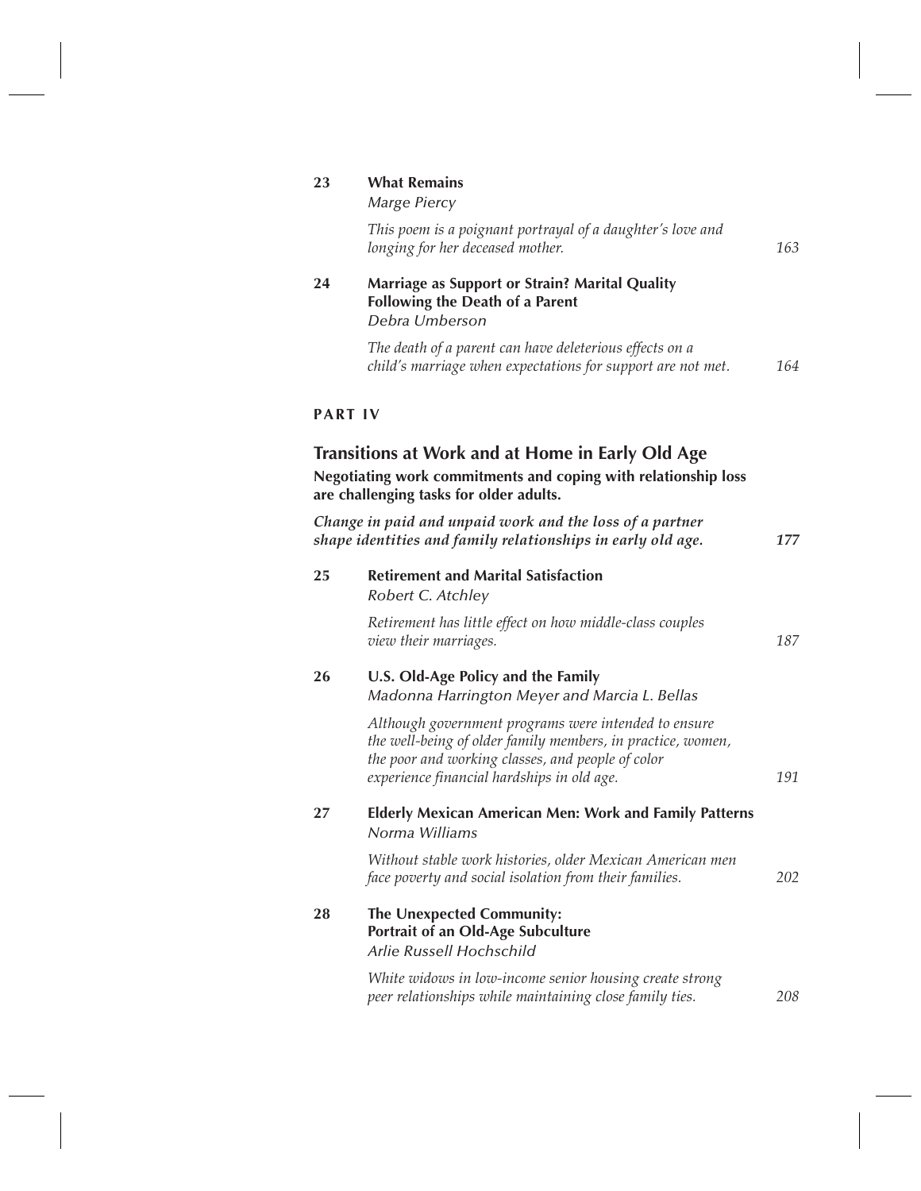**23** **What Remains**
*Marge Piercy*

*This poem is a poignant portrayal of a daughter's love and longing for her deceased mother.* 163

**24** **Marriage as Support or Strain? Marital Quality Following the Death of a Parent**
*Debra Umberson*

*The death of a parent can have deleterious effects on a child's marriage when expectations for support are not met.* 164

## PART IV

## Transitions at Work and at Home in Early Old Age

**Negotiating work commitments and coping with relationship loss are challenging tasks for older adults.**

***Change in paid and unpaid work and the loss of a partner shape identities and family relationships in early old age.*** **177**

**25** **Retirement and Marital Satisfaction**
*Robert C. Atchley*

*Retirement has little effect on how middle-class couples view their marriages.* 187

**26** **U.S. Old-Age Policy and the Family**
*Madonna Harrington Meyer and Marcia L. Bellas*

*Although government programs were intended to ensure the well-being of older family members, in practice, women, the poor and working classes, and people of color experience financial hardships in old age.* 191

**27** **Elderly Mexican American Men: Work and Family Patterns**
*Norma Williams*

*Without stable work histories, older Mexican American men face poverty and social isolation from their families.* 202

**28** **The Unexpected Community: Portrait of an Old-Age Subculture**
*Arlie Russell Hochschild*

*White widows in low-income senior housing create strong peer relationships while maintaining close family ties.* 208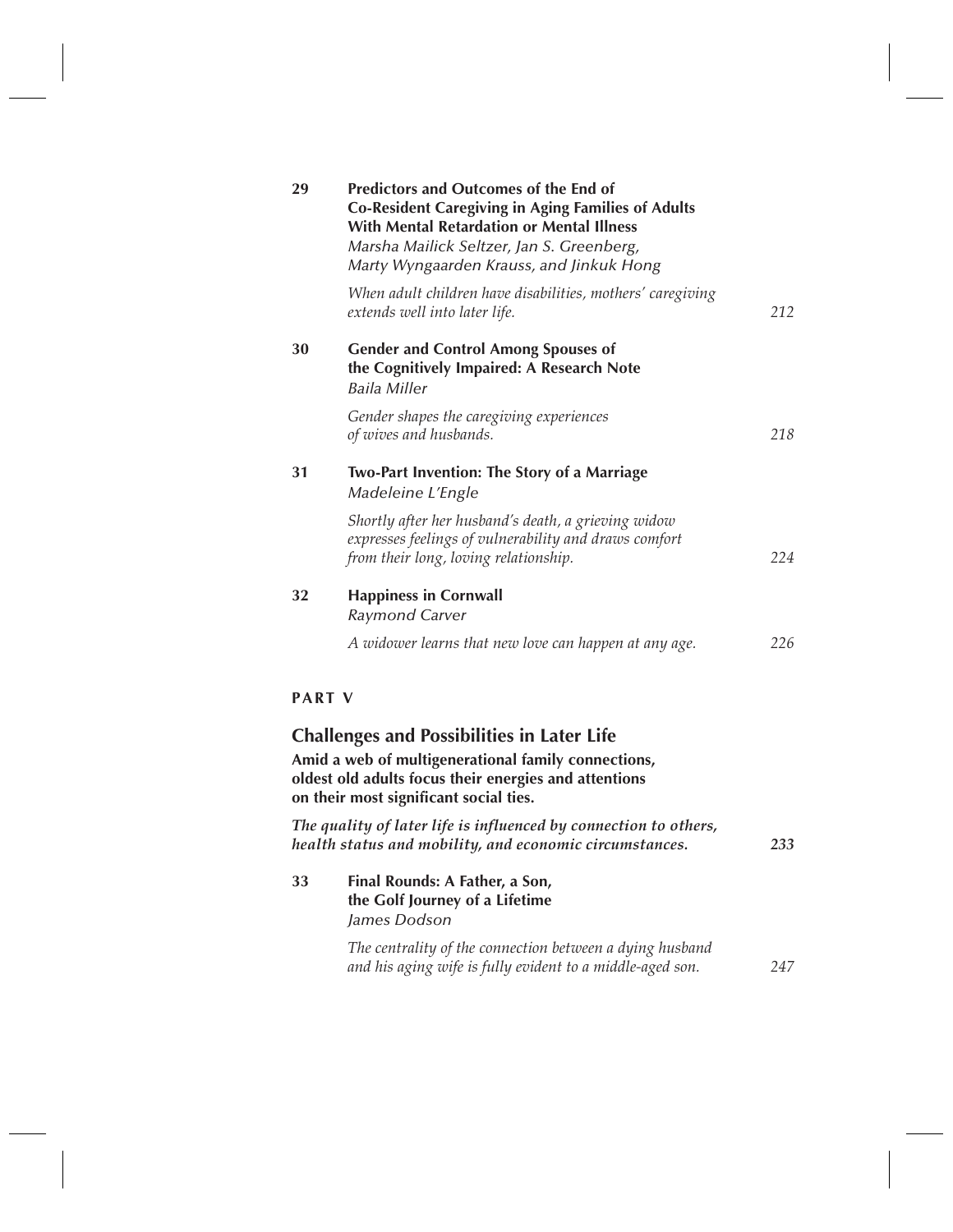**29** **Predictors and Outcomes of the End of Co-Resident Caregiving in Aging Families of Adults With Mental Retardation or Mental Illness**
*Marsha Mailick Seltzer, Jan S. Greenberg, Marty Wyngaarden Krauss, and Jinkuk Hong*

*When adult children have disabilities, mothers' caregiving extends well into later life.* 212

**30** **Gender and Control Among Spouses of the Cognitively Impaired: A Research Note**
*Baila Miller*

*Gender shapes the caregiving experiences of wives and husbands.* 218

**31** **Two-Part Invention: The Story of a Marriage**
*Madeleine L'Engle*

*Shortly after her husband's death, a grieving widow expresses feelings of vulnerability and draws comfort from their long, loving relationship.* 224

**32** **Happiness in Cornwall**
*Raymond Carver*

*A widower learns that new love can happen at any age.* 226

## PART V

## Challenges and Possibilities in Later Life

**Amid a web of multigenerational family connections, oldest old adults focus their energies and attentions on their most significant social ties.**

***The quality of later life is influenced by connection to others, health status and mobility, and economic circumstances.*** **233**

**33** **Final Rounds: A Father, a Son, the Golf Journey of a Lifetime**
*James Dodson*

*The centrality of the connection between a dying husband and his aging wife is fully evident to a middle-aged son.* 247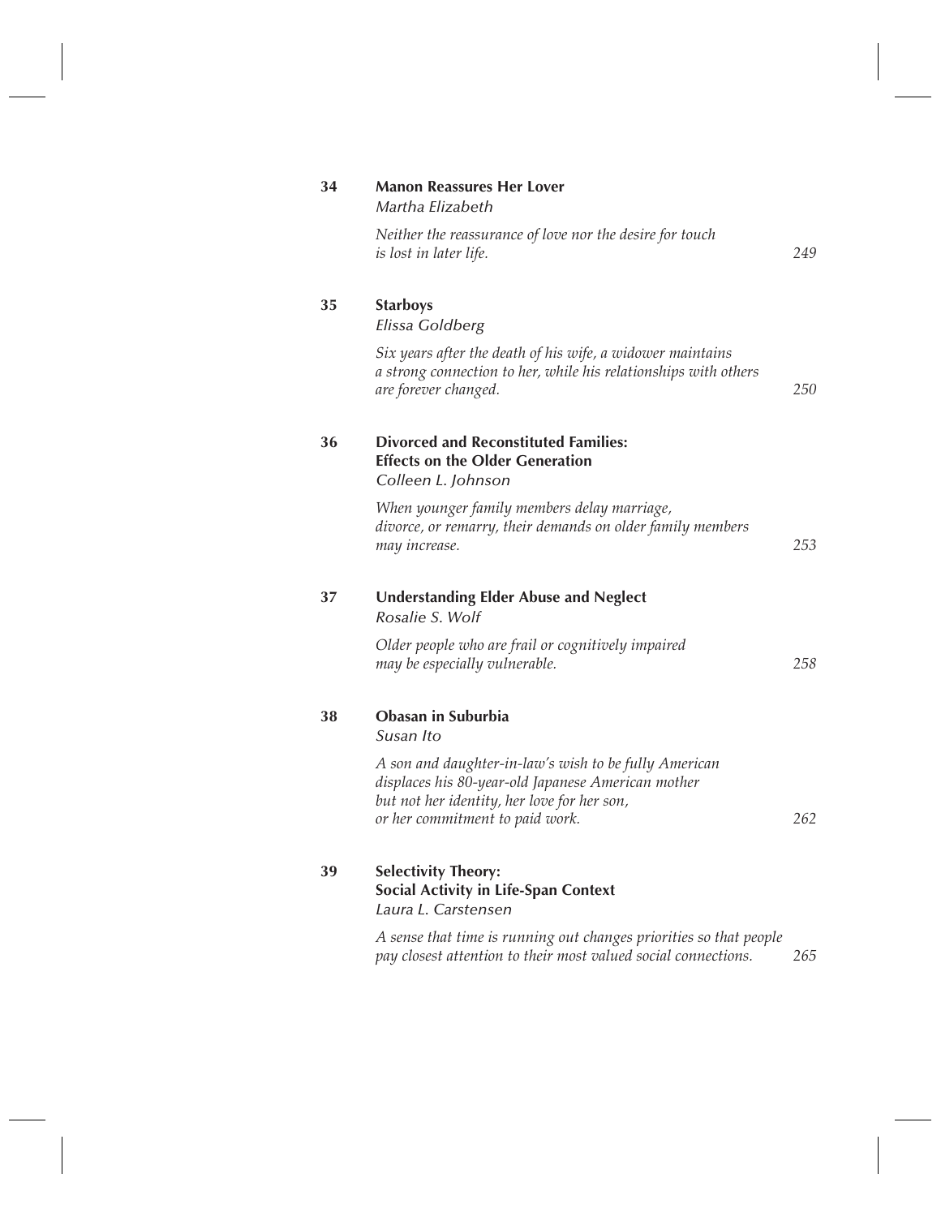**34** **Manon Reassures Her Lover**
*Martha Elizabeth*

*Neither the reassurance of love nor the desire for touch is lost in later life.* 249

**35** **Starboys**
*Elissa Goldberg*

*Six years after the death of his wife, a widower maintains a strong connection to her, while his relationships with others are forever changed.* 250

**36** **Divorced and Reconstituted Families: Effects on the Older Generation**
*Colleen L. Johnson*

*When younger family members delay marriage, divorce, or remarry, their demands on older family members may increase.* 253

**37** **Understanding Elder Abuse and Neglect**
*Rosalie S. Wolf*

*Older people who are frail or cognitively impaired may be especially vulnerable.* 258

**38** **Obasan in Suburbia**
*Susan Ito*

*A son and daughter-in-law's wish to be fully American displaces his 80-year-old Japanese American mother but not her identity, her love for her son, or her commitment to paid work.* 262

**39** **Selectivity Theory: Social Activity in Life-Span Context**
*Laura L. Carstensen*

*A sense that time is running out changes priorities so that people pay closest attention to their most valued social connections.* 265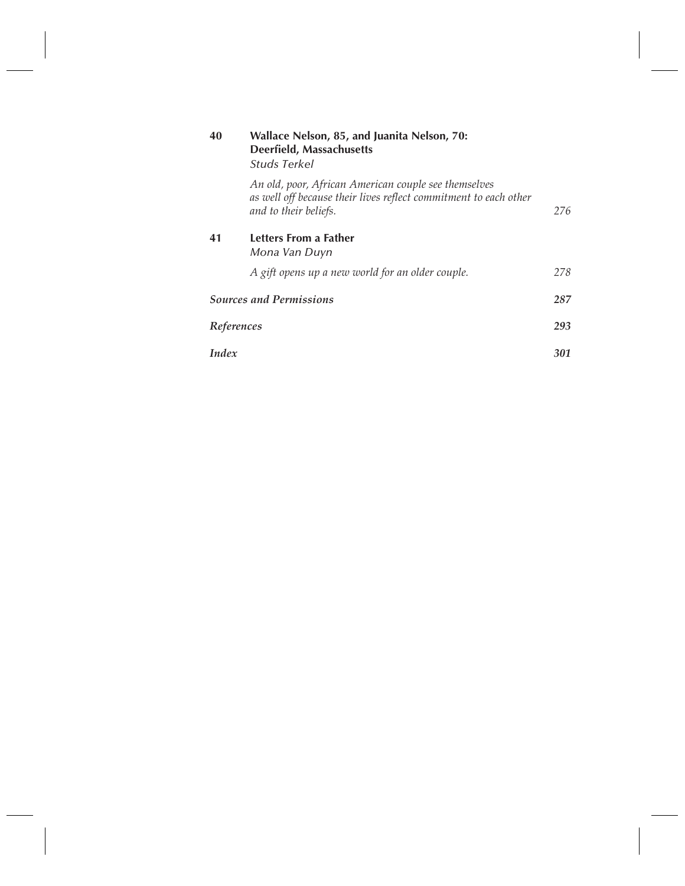**40** **Wallace Nelson, 85, and Juanita Nelson, 70: Deerfield, Massachusetts**
*Studs Terkel*

*An old, poor, African American couple see themselves as well off because their lives reflect commitment to each other and to their beliefs.* 276

**41** **Letters From a Father**
*Mona Van Duyn*

*A gift opens up a new world for an older couple.* 278

***Sources and Permissions*** **287**

***References*** **293**

***Index*** **301**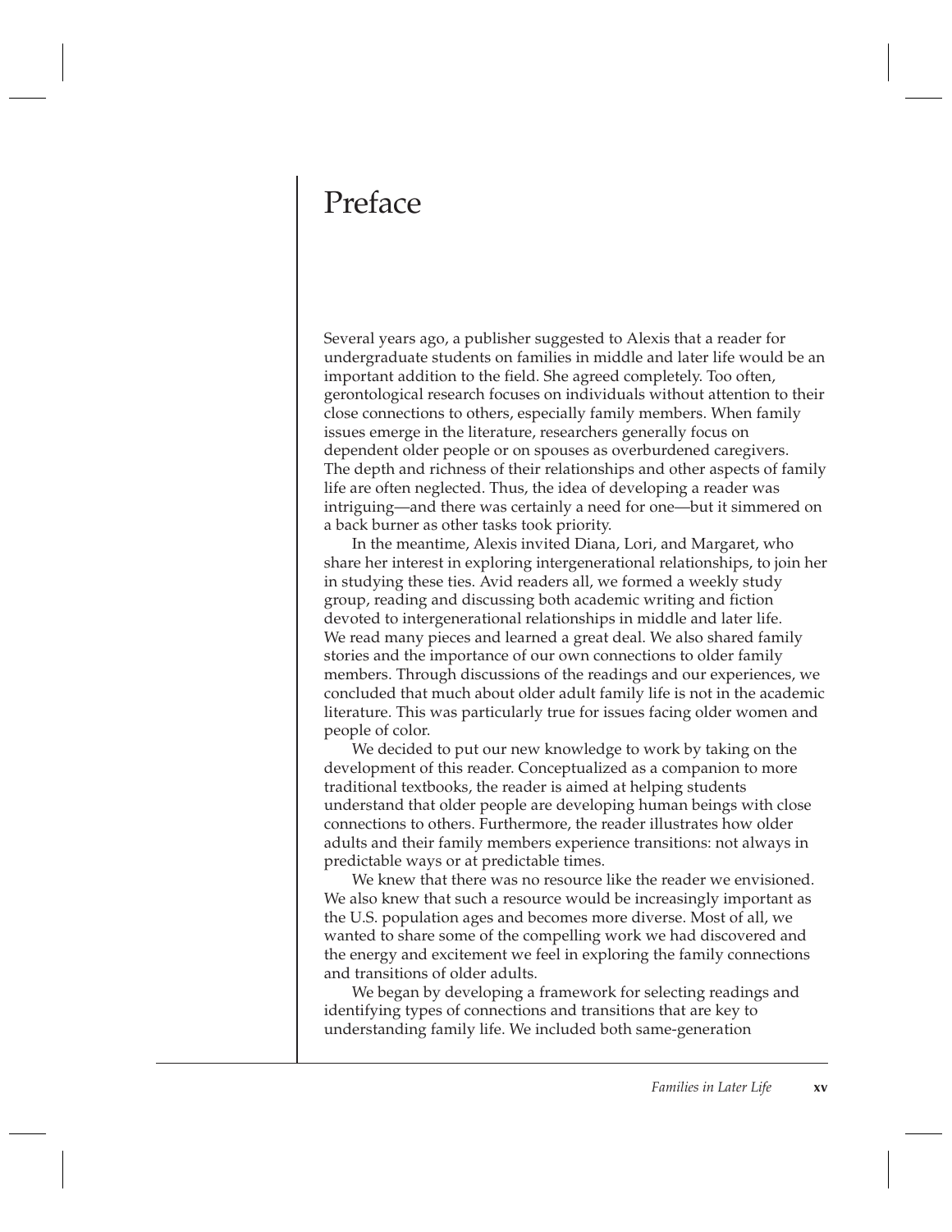# Preface

Several years ago, a publisher suggested to Alexis that a reader for undergraduate students on families in middle and later life would be an important addition to the field. She agreed completely. Too often, gerontological research focuses on individuals without attention to their close connections to others, especially family members. When family issues emerge in the literature, researchers generally focus on dependent older people or on spouses as overburdened caregivers. The depth and richness of their relationships and other aspects of family life are often neglected. Thus, the idea of developing a reader was intriguing—and there was certainly a need for one—but it simmered on a back burner as other tasks took priority.

In the meantime, Alexis invited Diana, Lori, and Margaret, who share her interest in exploring intergenerational relationships, to join her in studying these ties. Avid readers all, we formed a weekly study group, reading and discussing both academic writing and fiction devoted to intergenerational relationships in middle and later life. We read many pieces and learned a great deal. We also shared family stories and the importance of our own connections to older family members. Through discussions of the readings and our experiences, we concluded that much about older adult family life is not in the academic literature. This was particularly true for issues facing older women and people of color.

We decided to put our new knowledge to work by taking on the development of this reader. Conceptualized as a companion to more traditional textbooks, the reader is aimed at helping students understand that older people are developing human beings with close connections to others. Furthermore, the reader illustrates how older adults and their family members experience transitions: not always in predictable ways or at predictable times.

We knew that there was no resource like the reader we envisioned. We also knew that such a resource would be increasingly important as the U.S. population ages and becomes more diverse. Most of all, we wanted to share some of the compelling work we had discovered and the energy and excitement we feel in exploring the family connections and transitions of older adults.

We began by developing a framework for selecting readings and identifying types of connections and transitions that are key to understanding family life. We included both same-generation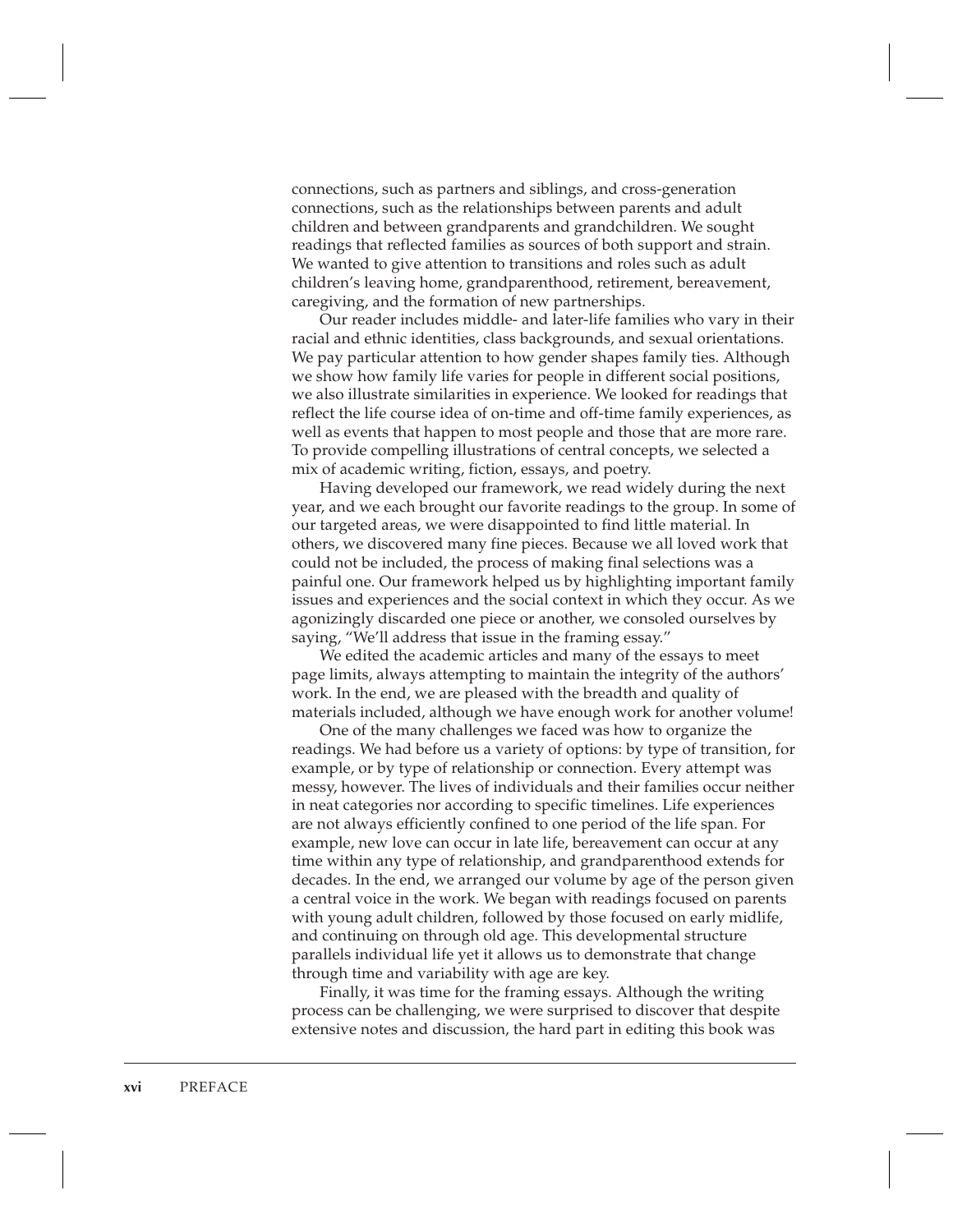connections, such as partners and siblings, and cross-generation connections, such as the relationships between parents and adult children and between grandparents and grandchildren. We sought readings that reflected families as sources of both support and strain. We wanted to give attention to transitions and roles such as adult children's leaving home, grandparenthood, retirement, bereavement, caregiving, and the formation of new partnerships.

Our reader includes middle- and later-life families who vary in their racial and ethnic identities, class backgrounds, and sexual orientations. We pay particular attention to how gender shapes family ties. Although we show how family life varies for people in different social positions, we also illustrate similarities in experience. We looked for readings that reflect the life course idea of on-time and off-time family experiences, as well as events that happen to most people and those that are more rare. To provide compelling illustrations of central concepts, we selected a mix of academic writing, fiction, essays, and poetry.

Having developed our framework, we read widely during the next year, and we each brought our favorite readings to the group. In some of our targeted areas, we were disappointed to find little material. In others, we discovered many fine pieces. Because we all loved work that could not be included, the process of making final selections was a painful one. Our framework helped us by highlighting important family issues and experiences and the social context in which they occur. As we agonizingly discarded one piece or another, we consoled ourselves by saying, "We'll address that issue in the framing essay."

We edited the academic articles and many of the essays to meet page limits, always attempting to maintain the integrity of the authors' work. In the end, we are pleased with the breadth and quality of materials included, although we have enough work for another volume!

One of the many challenges we faced was how to organize the readings. We had before us a variety of options: by type of transition, for example, or by type of relationship or connection. Every attempt was messy, however. The lives of individuals and their families occur neither in neat categories nor according to specific timelines. Life experiences are not always efficiently confined to one period of the life span. For example, new love can occur in late life, bereavement can occur at any time within any type of relationship, and grandparenthood extends for decades. In the end, we arranged our volume by age of the person given a central voice in the work. We began with readings focused on parents with young adult children, followed by those focused on early midlife, and continuing on through old age. This developmental structure parallels individual life yet it allows us to demonstrate that change through time and variability with age are key.

Finally, it was time for the framing essays. Although the writing process can be challenging, we were surprised to discover that despite extensive notes and discussion, the hard part in editing this book was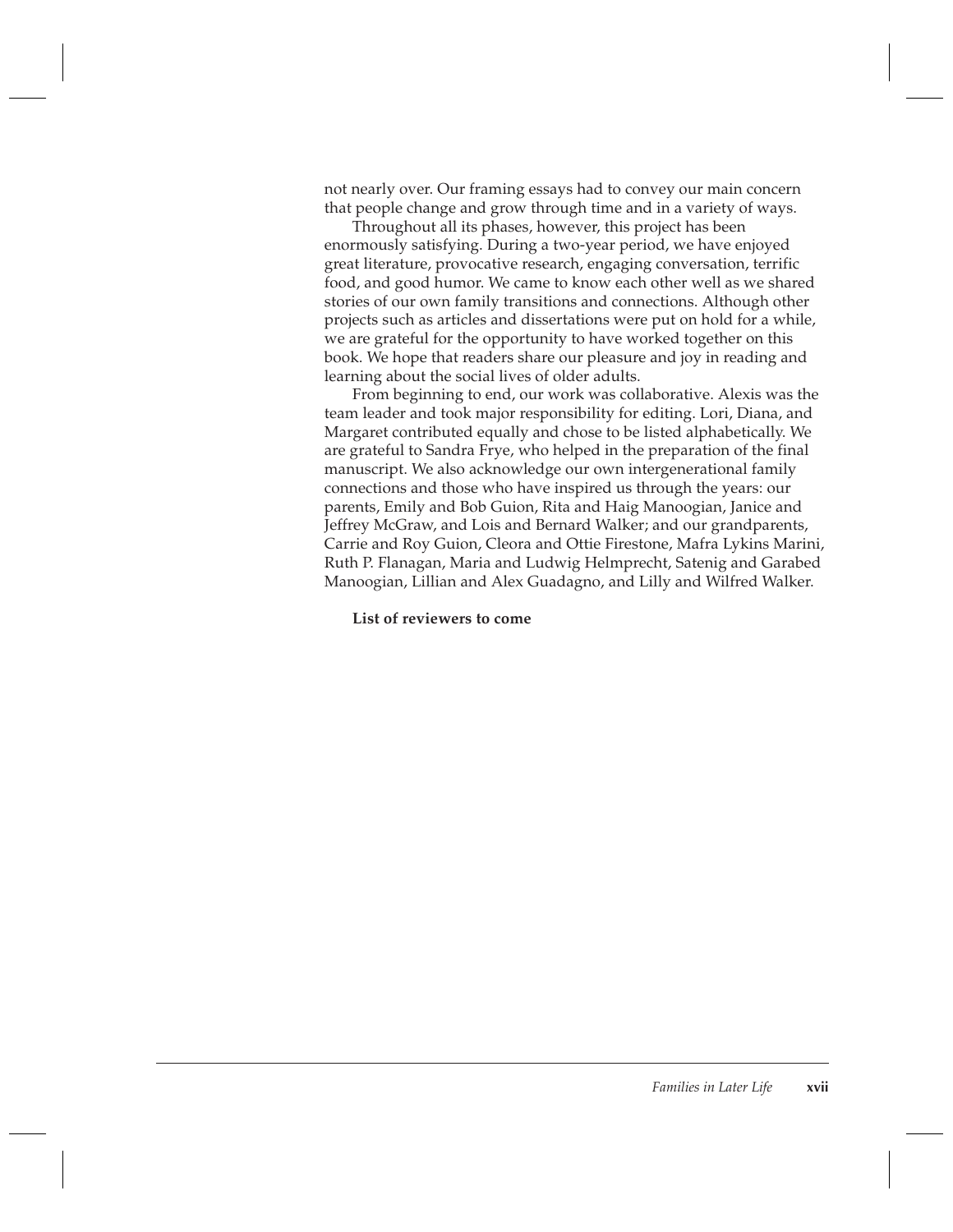not nearly over. Our framing essays had to convey our main concern that people change and grow through time and in a variety of ways.

Throughout all its phases, however, this project has been enormously satisfying. During a two-year period, we have enjoyed great literature, provocative research, engaging conversation, terrific food, and good humor. We came to know each other well as we shared stories of our own family transitions and connections. Although other projects such as articles and dissertations were put on hold for a while, we are grateful for the opportunity to have worked together on this book. We hope that readers share our pleasure and joy in reading and learning about the social lives of older adults.

From beginning to end, our work was collaborative. Alexis was the team leader and took major responsibility for editing. Lori, Diana, and Margaret contributed equally and chose to be listed alphabetically. We are grateful to Sandra Frye, who helped in the preparation of the final manuscript. We also acknowledge our own intergenerational family connections and those who have inspired us through the years: our parents, Emily and Bob Guion, Rita and Haig Manoogian, Janice and Jeffrey McGraw, and Lois and Bernard Walker; and our grandparents, Carrie and Roy Guion, Cleora and Ottie Firestone, Mafra Lykins Marini, Ruth P. Flanagan, Maria and Ludwig Helmprecht, Satenig and Garabed Manoogian, Lillian and Alex Guadagno, and Lilly and Wilfred Walker.

**List of reviewers to come**